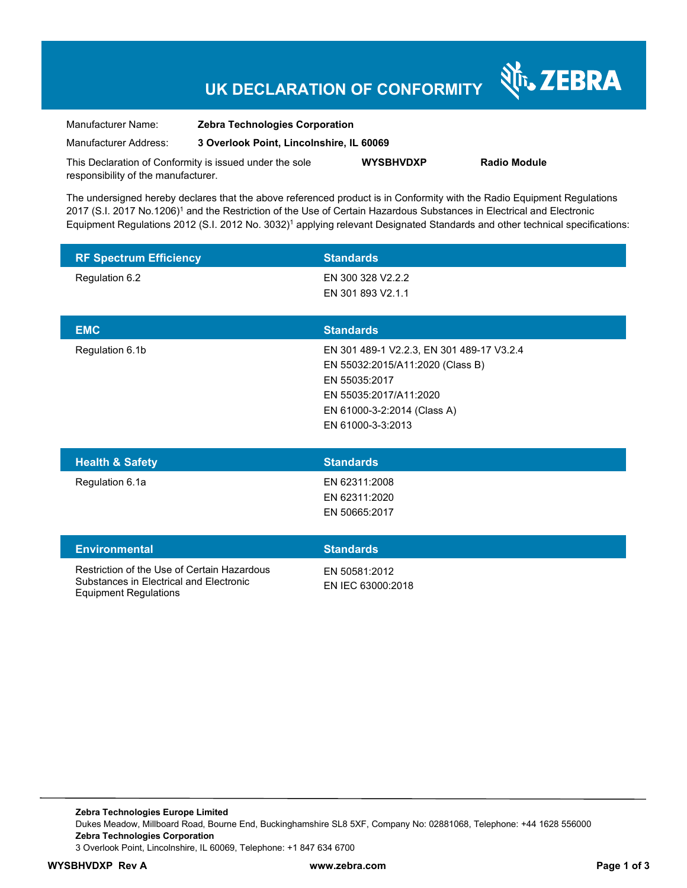# UK DECLARATION OF CONFORMITY

| | |
|---|---|
| Manufacturer Name: | **Zebra Technologies Corporation** |
| Manufacturer Address: | **3 Overlook Point, Lincolnshire, IL 60069** |

This Declaration of Conformity is issued under the sole responsibility of the manufacturer. **WYSBHVDXP** **Radio Module**

The undersigned hereby declares that the above referenced product is in Conformity with the Radio Equipment Regulations 2017 (S.I. 2017 No.1206)[1] and the Restriction of the Use of Certain Hazardous Substances in Electrical and Electronic Equipment Regulations 2012 (S.I. 2012 No. 3032)[1] applying relevant Designated Standards and other technical specifications:

| RF Spectrum Efficiency | Standards |
|---|---|
| Regulation 6.2 | EN 300 328 V2.2.2<br>EN 301 893 V2.1.1 |

| EMC | Standards |
|---|---|
| Regulation 6.1b | EN 301 489-1 V2.2.3, EN 301 489-17 V3.2.4<br>EN 55032:2015/A11:2020 (Class B)<br>EN 55035:2017<br>EN 55035:2017/A11:2020<br>EN 61000-3-2:2014 (Class A)<br>EN 61000-3-3:2013 |

| Health & Safety | Standards |
|---|---|
| Regulation 6.1a | EN 62311:2008<br>EN 62311:2020<br>EN 50665:2017 |

| Environmental | Standards |
|---|---|
| Restriction of the Use of Certain Hazardous Substances in Electrical and Electronic Equipment Regulations | EN 50581:2012<br>EN IEC 63000:2018 |

**Zebra Technologies Europe Limited**
Dukes Meadow, Millboard Road, Bourne End, Buckinghamshire SL8 5XF, Company No: 02881068, Telephone: +44 1628 556000
**Zebra Technologies Corporation**
3 Overlook Point, Lincolnshire, IL 60069, Telephone: +1 847 634 6700

**WYSBHVDXP Rev A** **www.zebra.com**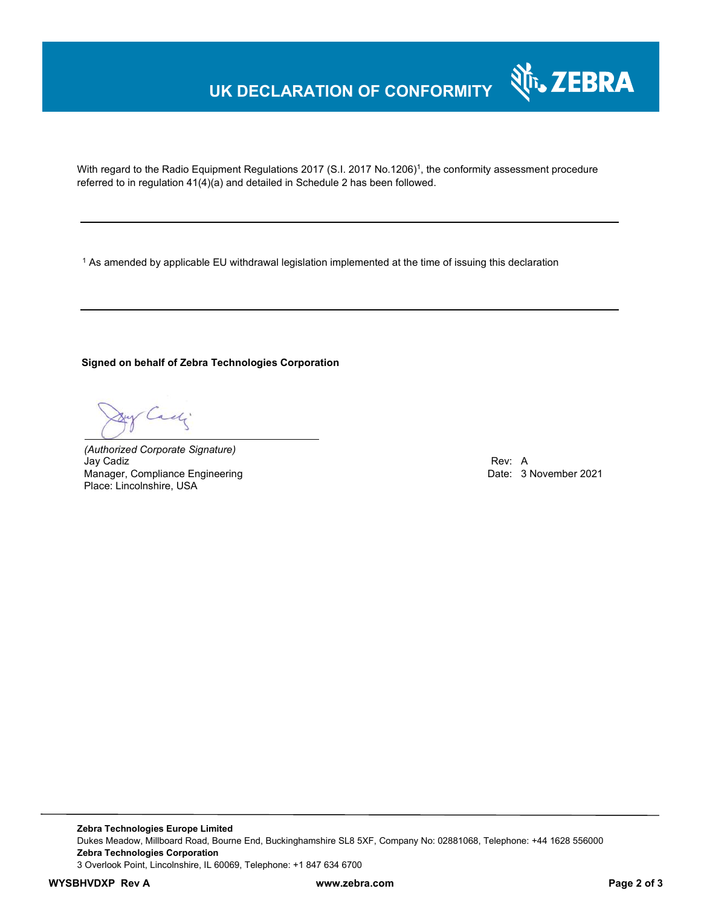# UK DECLARATION OF CONFORMITY

With regard to the Radio Equipment Regulations 2017 (S.I. 2017 No.1206)[1], the conformity assessment procedure referred to in regulation 41(4)(a) and detailed in Schedule 2 has been followed.

---

[1] As amended by applicable EU withdrawal legislation implemented at the time of issuing this declaration

---

**Signed on behalf of Zebra Technologies Corporation**

*(Authorized Corporate Signature)*
Jay Cadiz
Manager, Compliance Engineering
Place: Lincolnshire, USA

Rev: A
Date: 3 November 2021

**Zebra Technologies Europe Limited**
Dukes Meadow, Millboard Road, Bourne End, Buckinghamshire SL8 5XF, Company No: 02881068, Telephone: +44 1628 556000
**Zebra Technologies Corporation**
3 Overlook Point, Lincolnshire, IL 60069, Telephone: +1 847 634 6700

**WYSBHVDXP Rev A** **www.zebra.com**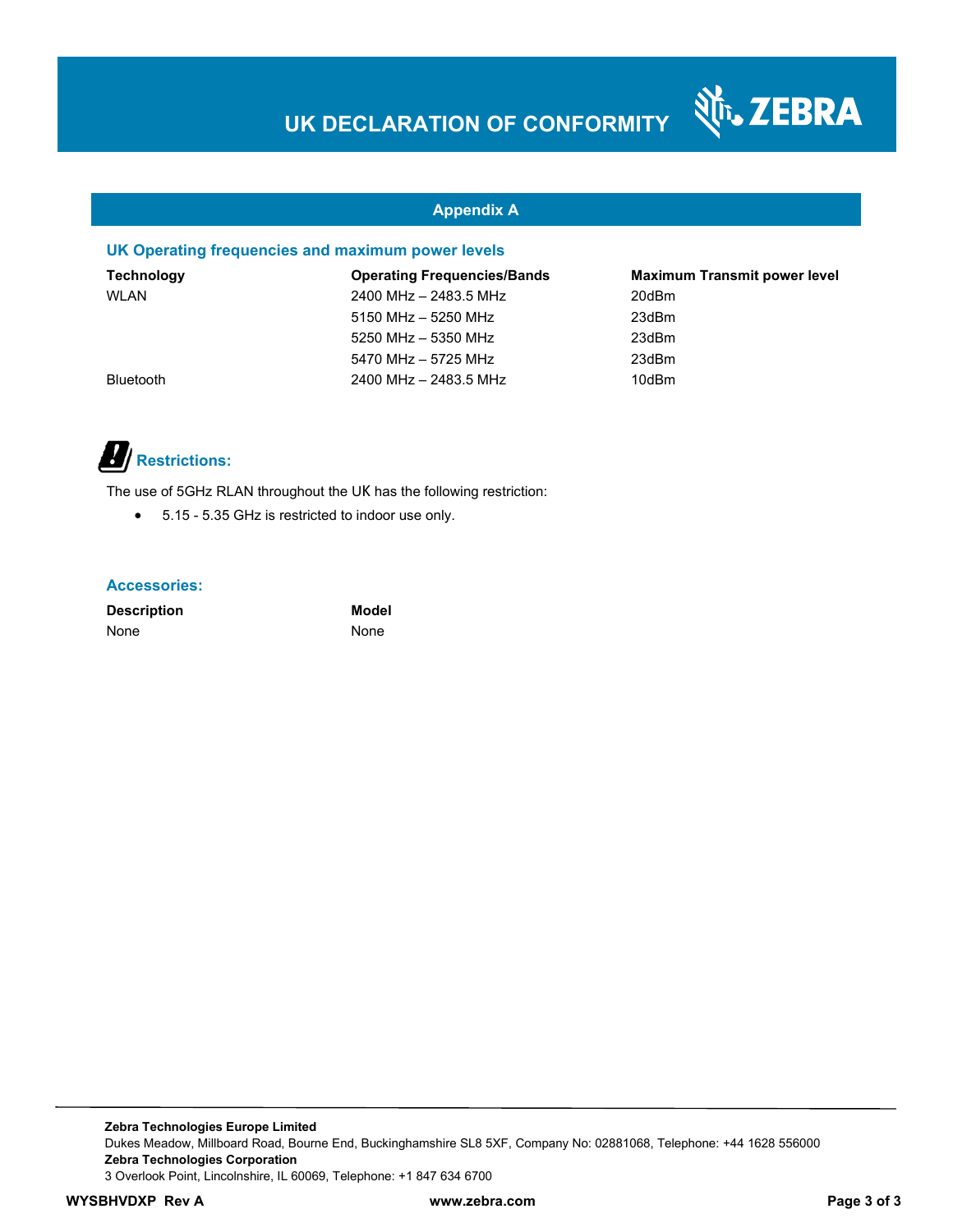# UK DECLARATION OF CONFORMITY

## Appendix A

### UK Operating frequencies and maximum power levels

| Technology | Operating Frequencies/Bands | Maximum Transmit power level |
|---|---|---|
| WLAN | 2400 MHz – 2483.5 MHz | 20dBm |
| | 5150 MHz – 5250 MHz | 23dBm |
| | 5250 MHz – 5350 MHz | 23dBm |
| | 5470 MHz – 5725 MHz | 23dBm |
| Bluetooth | 2400 MHz – 2483.5 MHz | 10dBm |

### Restrictions:

The use of 5GHz RLAN throughout the UK has the following restriction:

- 5.15 - 5.35 GHz is restricted to indoor use only.

### Accessories:

| Description | Model |
|---|---|
| None | None |

**Zebra Technologies Europe Limited**
Dukes Meadow, Millboard Road, Bourne End, Buckinghamshire SL8 5XF, Company No: 02881068, Telephone: +44 1628 556000
**Zebra Technologies Corporation**
3 Overlook Point, Lincolnshire, IL 60069, Telephone: +1 847 634 6700

**WYSBHVDXP Rev A** **www.zebra.com**